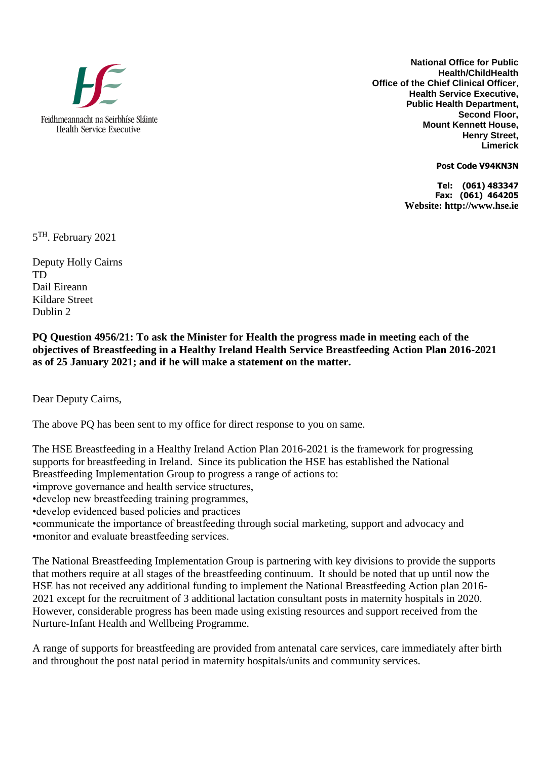Feidhmeannacht na Seirbhíse Sláinte
Health Service Executive

**National Office for Public Health/ChildHealth**
**Office of the Chief Clinical Officer**,
**Health Service Executive,**
**Public Health Department,**
**Second Floor,**
**Mount Kennett House,**
**Henry Street,**
**Limerick**

**Post Code V94KN3N**

**Tel: (061) 483347**
**Fax: (061) 464205**
**Website: http://www.hse.ie**

5TH. February 2021

Deputy Holly Cairns
TD
Dail Eireann
Kildare Street
Dublin 2

**PQ Question 4956/21: To ask the Minister for Health the progress made in meeting each of the objectives of Breastfeeding in a Healthy Ireland Health Service Breastfeeding Action Plan 2016-2021 as of 25 January 2021; and if he will make a statement on the matter.**

Dear Deputy Cairns,

The above PQ has been sent to my office for direct response to you on same.

The HSE Breastfeeding in a Healthy Ireland Action Plan 2016-2021 is the framework for progressing supports for breastfeeding in Ireland. Since its publication the HSE has established the National Breastfeeding Implementation Group to progress a range of actions to:

- improve governance and health service structures,
- develop new breastfeeding training programmes,
- develop evidenced based policies and practices
- communicate the importance of breastfeeding through social marketing, support and advocacy and
- monitor and evaluate breastfeeding services.

The National Breastfeeding Implementation Group is partnering with key divisions to provide the supports that mothers require at all stages of the breastfeeding continuum. It should be noted that up until now the HSE has not received any additional funding to implement the National Breastfeeding Action plan 2016-2021 except for the recruitment of 3 additional lactation consultant posts in maternity hospitals in 2020. However, considerable progress has been made using existing resources and support received from the Nurture-Infant Health and Wellbeing Programme.

A range of supports for breastfeeding are provided from antenatal care services, care immediately after birth and throughout the post natal period in maternity hospitals/units and community services.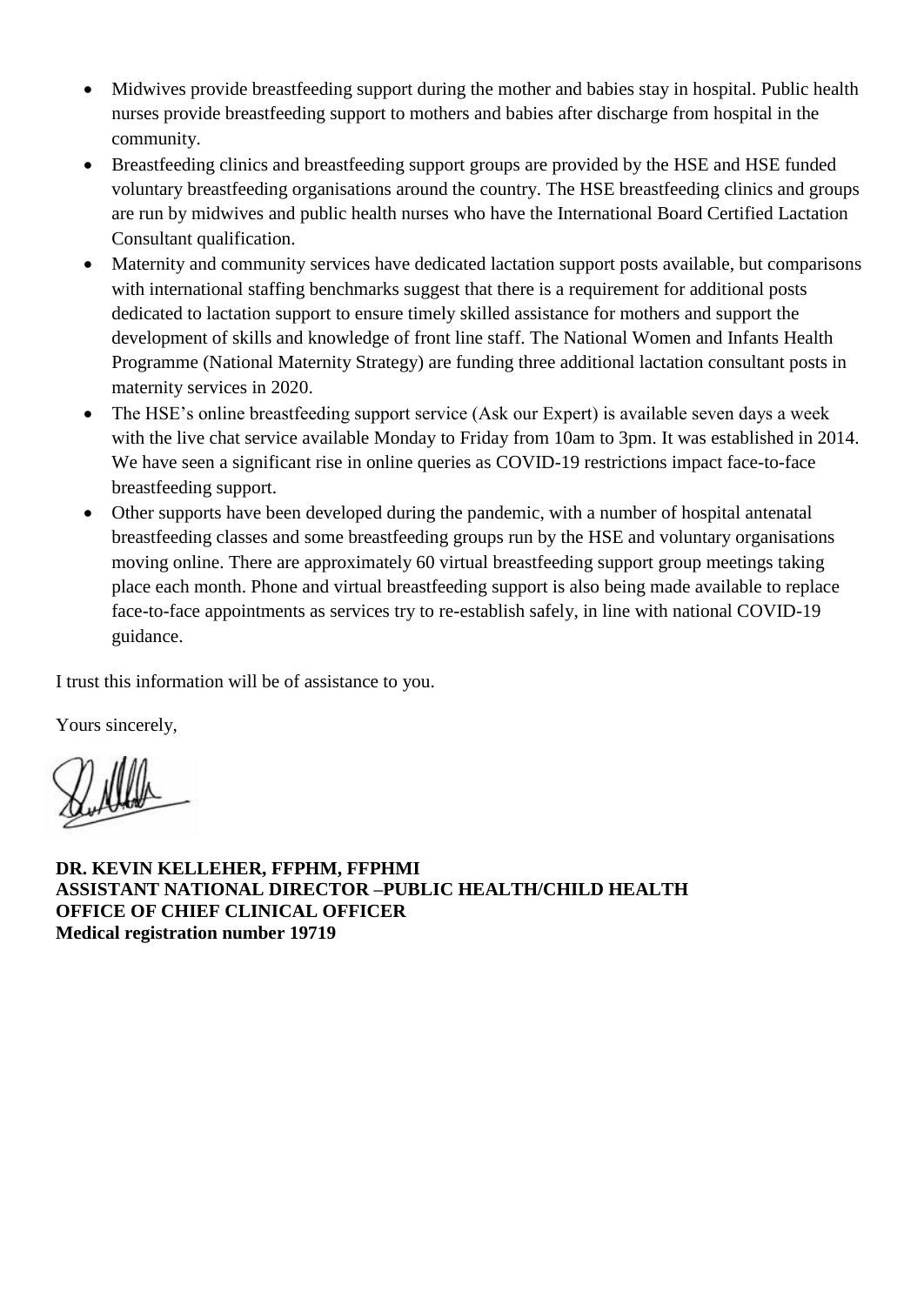- Midwives provide breastfeeding support during the mother and babies stay in hospital. Public health nurses provide breastfeeding support to mothers and babies after discharge from hospital in the community.
- Breastfeeding clinics and breastfeeding support groups are provided by the HSE and HSE funded voluntary breastfeeding organisations around the country. The HSE breastfeeding clinics and groups are run by midwives and public health nurses who have the International Board Certified Lactation Consultant qualification.
- Maternity and community services have dedicated lactation support posts available, but comparisons with international staffing benchmarks suggest that there is a requirement for additional posts dedicated to lactation support to ensure timely skilled assistance for mothers and support the development of skills and knowledge of front line staff. The National Women and Infants Health Programme (National Maternity Strategy) are funding three additional lactation consultant posts in maternity services in 2020.
- The HSE's online breastfeeding support service (Ask our Expert) is available seven days a week with the live chat service available Monday to Friday from 10am to 3pm. It was established in 2014. We have seen a significant rise in online queries as COVID-19 restrictions impact face-to-face breastfeeding support.
- Other supports have been developed during the pandemic, with a number of hospital antenatal breastfeeding classes and some breastfeeding groups run by the HSE and voluntary organisations moving online. There are approximately 60 virtual breastfeeding support group meetings taking place each month. Phone and virtual breastfeeding support is also being made available to replace face-to-face appointments as services try to re-establish safely, in line with national COVID-19 guidance.

I trust this information will be of assistance to you.

Yours sincerely,

**DR. KEVIN KELLEHER, FFPHM, FFPHMI**
**ASSISTANT NATIONAL DIRECTOR –PUBLIC HEALTH/CHILD HEALTH**
**OFFICE OF CHIEF CLINICAL OFFICER**
**Medical registration number 19719**